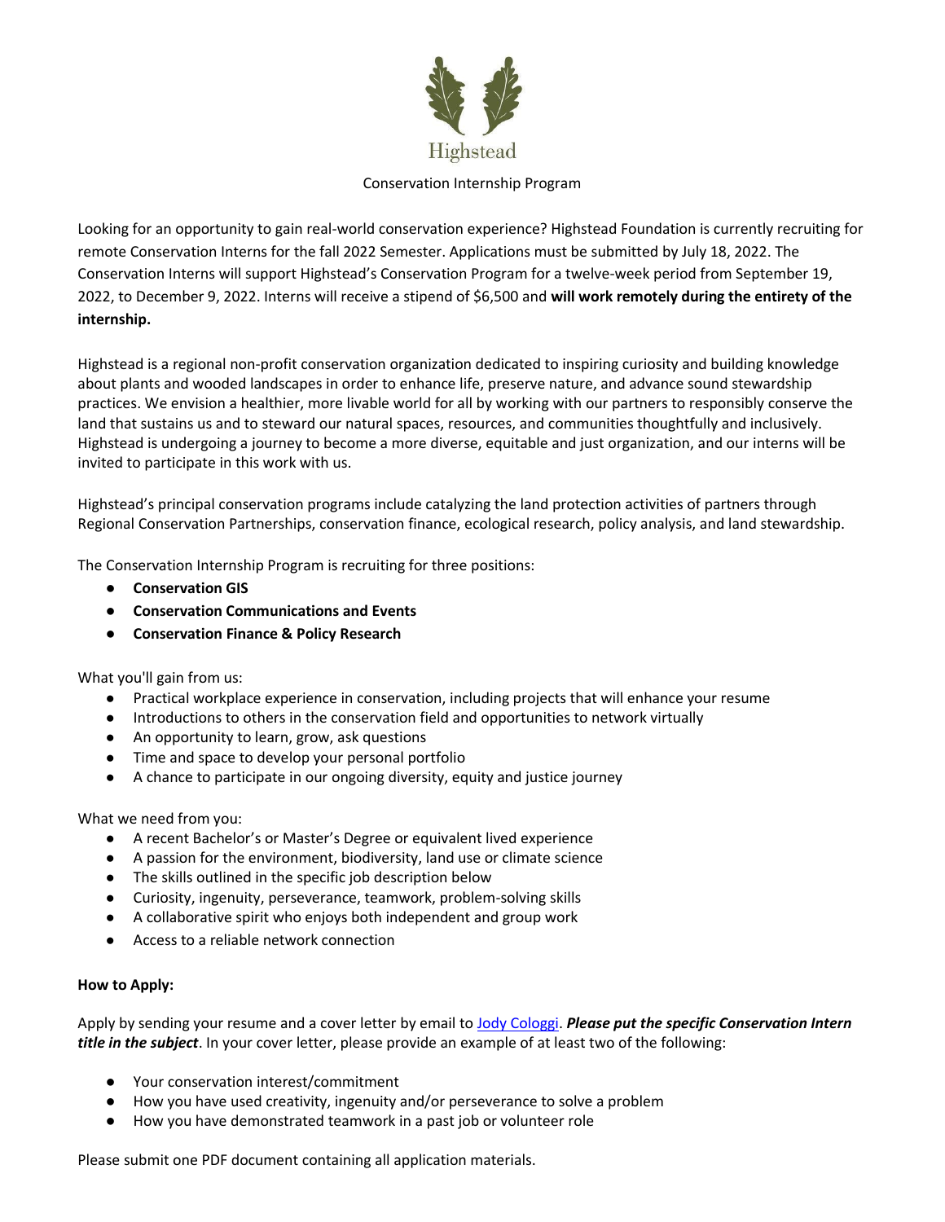# Highstead

## Conservation Internship Program

Looking for an opportunity to gain real-world conservation experience? Highstead Foundation is currently recruiting for remote Conservation Interns for the fall 2022 Semester. Applications must be submitted by July 18, 2022. The Conservation Interns will support Highstead's Conservation Program for a twelve-week period from September 19, 2022, to December 9, 2022. Interns will receive a stipend of $6,500 and **will work remotely during the entirety of the internship.**

Highstead is a regional non-profit conservation organization dedicated to inspiring curiosity and building knowledge about plants and wooded landscapes in order to enhance life, preserve nature, and advance sound stewardship practices. We envision a healthier, more livable world for all by working with our partners to responsibly conserve the land that sustains us and to steward our natural spaces, resources, and communities thoughtfully and inclusively. Highstead is undergoing a journey to become a more diverse, equitable and just organization, and our interns will be invited to participate in this work with us.

Highstead's principal conservation programs include catalyzing the land protection activities of partners through Regional Conservation Partnerships, conservation finance, ecological research, policy analysis, and land stewardship.

The Conservation Internship Program is recruiting for three positions:

- **Conservation GIS**
- **Conservation Communications and Events**
- **Conservation Finance & Policy Research**

What you'll gain from us:

- Practical workplace experience in conservation, including projects that will enhance your resume
- Introductions to others in the conservation field and opportunities to network virtually
- An opportunity to learn, grow, ask questions
- Time and space to develop your personal portfolio
- A chance to participate in our ongoing diversity, equity and justice journey

What we need from you:

- A recent Bachelor's or Master's Degree or equivalent lived experience
- A passion for the environment, biodiversity, land use or climate science
- The skills outlined in the specific job description below
- Curiosity, ingenuity, perseverance, teamwork, problem-solving skills
- A collaborative spirit who enjoys both independent and group work
- Access to a reliable network connection

**How to Apply:**

Apply by sending your resume and a cover letter by email to Jody Cologgi. ***Please put the specific Conservation Intern title in the subject***. In your cover letter, please provide an example of at least two of the following:

- Your conservation interest/commitment
- How you have used creativity, ingenuity and/or perseverance to solve a problem
- How you have demonstrated teamwork in a past job or volunteer role

Please submit one PDF document containing all application materials.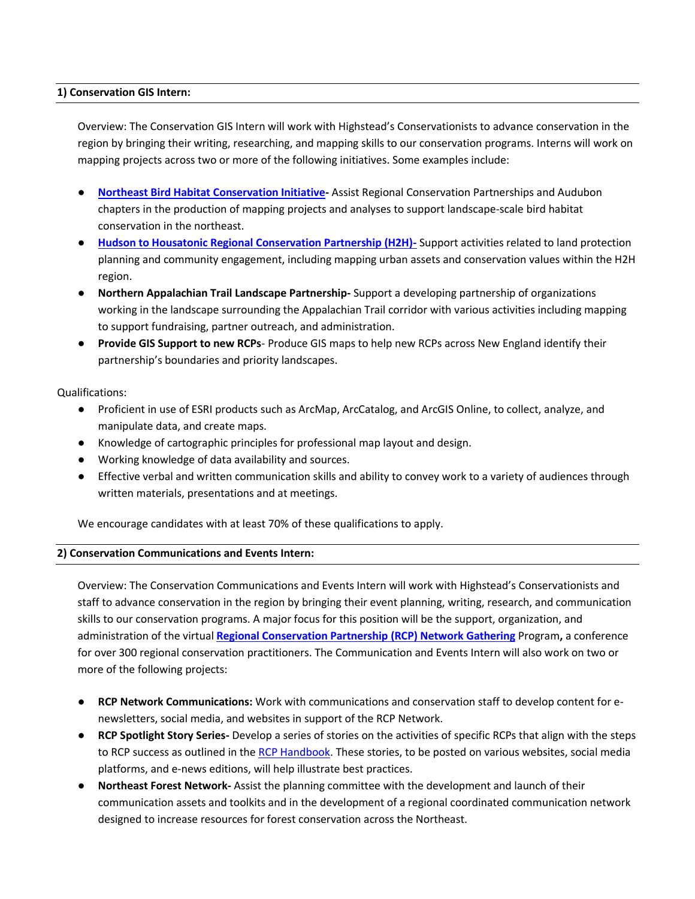**1) Conservation GIS Intern:**

Overview: The Conservation GIS Intern will work with Highstead's Conservationists to advance conservation in the region by bringing their writing, researching, and mapping skills to our conservation programs. Interns will work on mapping projects across two or more of the following initiatives. Some examples include:

- **Northeast Bird Habitat Conservation Initiative-** Assist Regional Conservation Partnerships and Audubon chapters in the production of mapping projects and analyses to support landscape-scale bird habitat conservation in the northeast.
- **Hudson to Housatonic Regional Conservation Partnership (H2H)-** Support activities related to land protection planning and community engagement, including mapping urban assets and conservation values within the H2H region.
- **Northern Appalachian Trail Landscape Partnership-** Support a developing partnership of organizations working in the landscape surrounding the Appalachian Trail corridor with various activities including mapping to support fundraising, partner outreach, and administration.
- **Provide GIS Support to new RCPs**- Produce GIS maps to help new RCPs across New England identify their partnership's boundaries and priority landscapes.

Qualifications:

- Proficient in use of ESRI products such as ArcMap, ArcCatalog, and ArcGIS Online, to collect, analyze, and manipulate data, and create maps.
- Knowledge of cartographic principles for professional map layout and design.
- Working knowledge of data availability and sources.
- Effective verbal and written communication skills and ability to convey work to a variety of audiences through written materials, presentations and at meetings.

We encourage candidates with at least 70% of these qualifications to apply.

**2) Conservation Communications and Events Intern:**

Overview: The Conservation Communications and Events Intern will work with Highstead's Conservationists and staff to advance conservation in the region by bringing their event planning, writing, research, and communication skills to our conservation programs. A major focus for this position will be the support, organization, and administration of the virtual **Regional Conservation Partnership (RCP) Network Gathering** Program**,** a conference for over 300 regional conservation practitioners. The Communication and Events Intern will also work on two or more of the following projects:

- **RCP Network Communications:** Work with communications and conservation staff to develop content for e-newsletters, social media, and websites in support of the RCP Network.
- **RCP Spotlight Story Series-** Develop a series of stories on the activities of specific RCPs that align with the steps to RCP success as outlined in the RCP Handbook. These stories, to be posted on various websites, social media platforms, and e-news editions, will help illustrate best practices.
- **Northeast Forest Network-** Assist the planning committee with the development and launch of their communication assets and toolkits and in the development of a regional coordinated communication network designed to increase resources for forest conservation across the Northeast.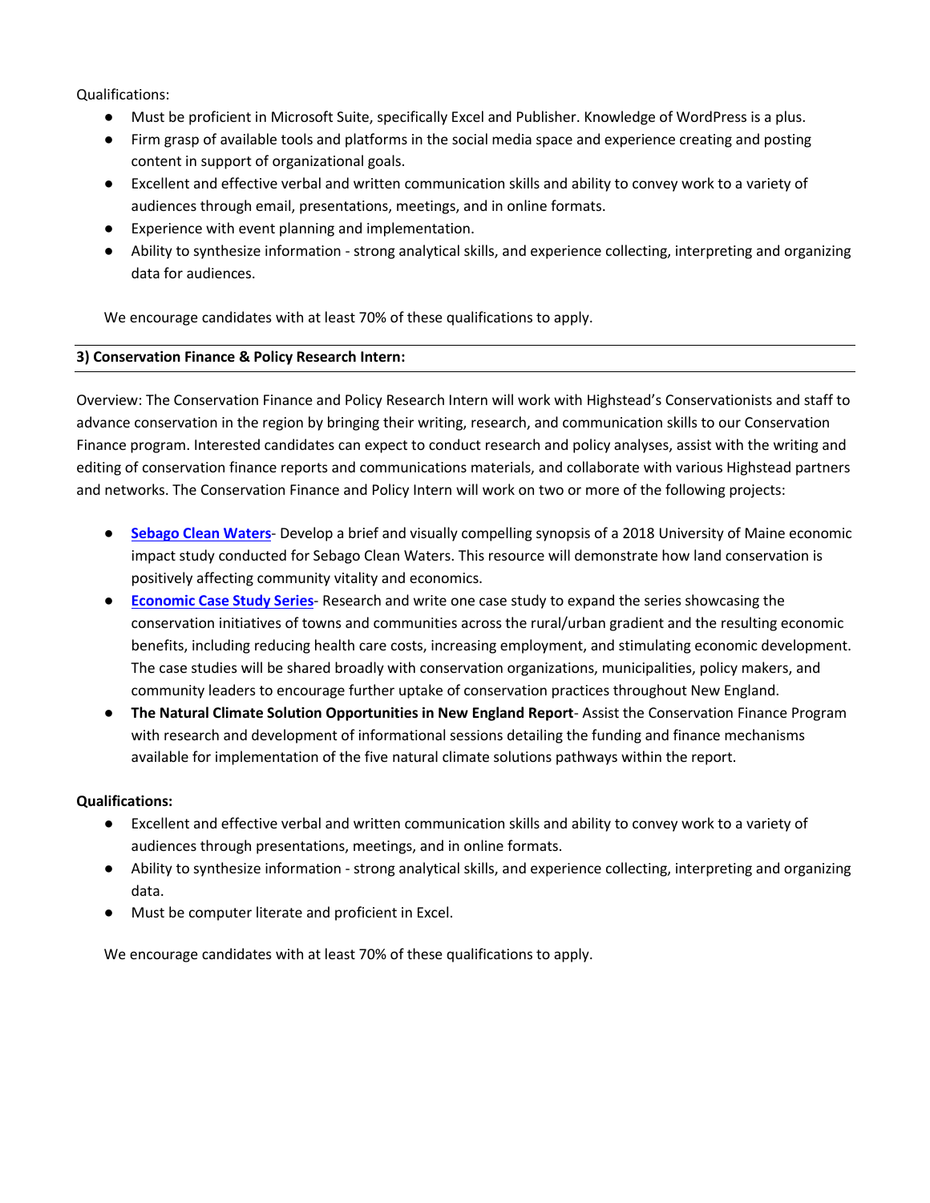Qualifications:

- Must be proficient in Microsoft Suite, specifically Excel and Publisher. Knowledge of WordPress is a plus.
- Firm grasp of available tools and platforms in the social media space and experience creating and posting content in support of organizational goals.
- Excellent and effective verbal and written communication skills and ability to convey work to a variety of audiences through email, presentations, meetings, and in online formats.
- Experience with event planning and implementation.
- Ability to synthesize information - strong analytical skills, and experience collecting, interpreting and organizing data for audiences.

We encourage candidates with at least 70% of these qualifications to apply.

---

**3) Conservation Finance & Policy Research Intern:**

---

Overview: The Conservation Finance and Policy Research Intern will work with Highstead's Conservationists and staff to advance conservation in the region by bringing their writing, research, and communication skills to our Conservation Finance program. Interested candidates can expect to conduct research and policy analyses, assist with the writing and editing of conservation finance reports and communications materials, and collaborate with various Highstead partners and networks. The Conservation Finance and Policy Intern will work on two or more of the following projects:

- **Sebago Clean Waters**- Develop a brief and visually compelling synopsis of a 2018 University of Maine economic impact study conducted for Sebago Clean Waters. This resource will demonstrate how land conservation is positively affecting community vitality and economics.
- **Economic Case Study Series**- Research and write one case study to expand the series showcasing the conservation initiatives of towns and communities across the rural/urban gradient and the resulting economic benefits, including reducing health care costs, increasing employment, and stimulating economic development. The case studies will be shared broadly with conservation organizations, municipalities, policy makers, and community leaders to encourage further uptake of conservation practices throughout New England.
- **The Natural Climate Solution Opportunities in New England Report**- Assist the Conservation Finance Program with research and development of informational sessions detailing the funding and finance mechanisms available for implementation of the five natural climate solutions pathways within the report.

**Qualifications:**

- Excellent and effective verbal and written communication skills and ability to convey work to a variety of audiences through presentations, meetings, and in online formats.
- Ability to synthesize information - strong analytical skills, and experience collecting, interpreting and organizing data.
- Must be computer literate and proficient in Excel.

We encourage candidates with at least 70% of these qualifications to apply.